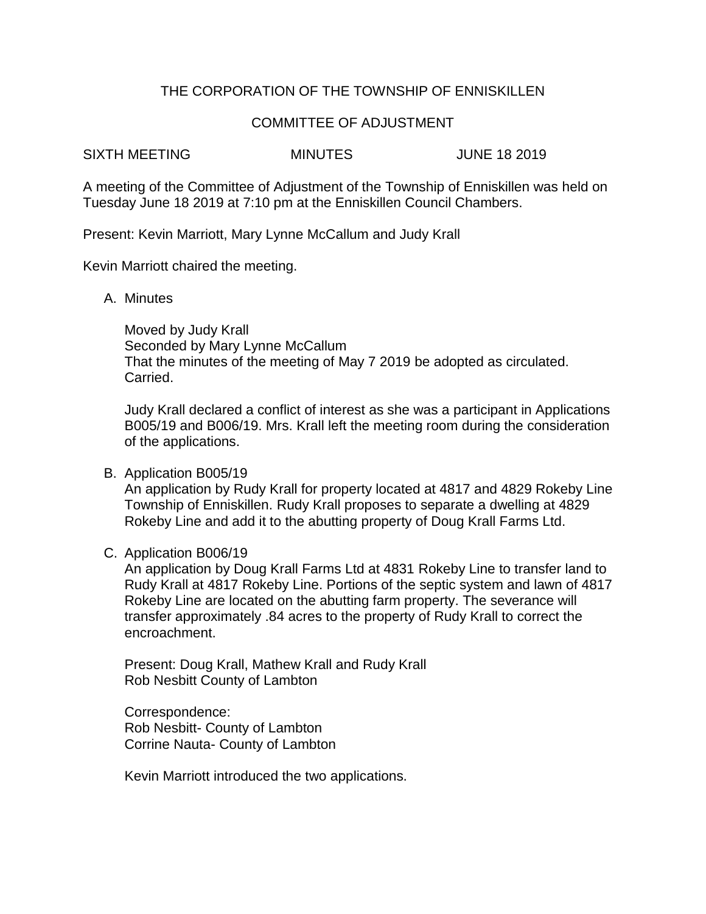# THE CORPORATION OF THE TOWNSHIP OF ENNISKILLEN

## COMMITTEE OF ADJUSTMENT

SIXTH MEETING MINUTES JUNE 18 2019

A meeting of the Committee of Adjustment of the Township of Enniskillen was held on Tuesday June 18 2019 at 7:10 pm at the Enniskillen Council Chambers.

Present: Kevin Marriott, Mary Lynne McCallum and Judy Krall

Kevin Marriott chaired the meeting.

A. Minutes

   Moved by Judy Krall
   Seconded by Mary Lynne McCallum
   That the minutes of the meeting of May 7 2019 be adopted as circulated.
   Carried.

   Judy Krall declared a conflict of interest as she was a participant in Applications B005/19 and B006/19. Mrs. Krall left the meeting room during the consideration of the applications.

B. Application B005/19
   An application by Rudy Krall for property located at 4817 and 4829 Rokeby Line Township of Enniskillen. Rudy Krall proposes to separate a dwelling at 4829 Rokeby Line and add it to the abutting property of Doug Krall Farms Ltd.

C. Application B006/19
   An application by Doug Krall Farms Ltd at 4831 Rokeby Line to transfer land to Rudy Krall at 4817 Rokeby Line. Portions of the septic system and lawn of 4817 Rokeby Line are located on the abutting farm property. The severance will transfer approximately .84 acres to the property of Rudy Krall to correct the encroachment.

   Present: Doug Krall, Mathew Krall and Rudy Krall
   Rob Nesbitt County of Lambton

   Correspondence:
   Rob Nesbitt- County of Lambton
   Corrine Nauta- County of Lambton

   Kevin Marriott introduced the two applications.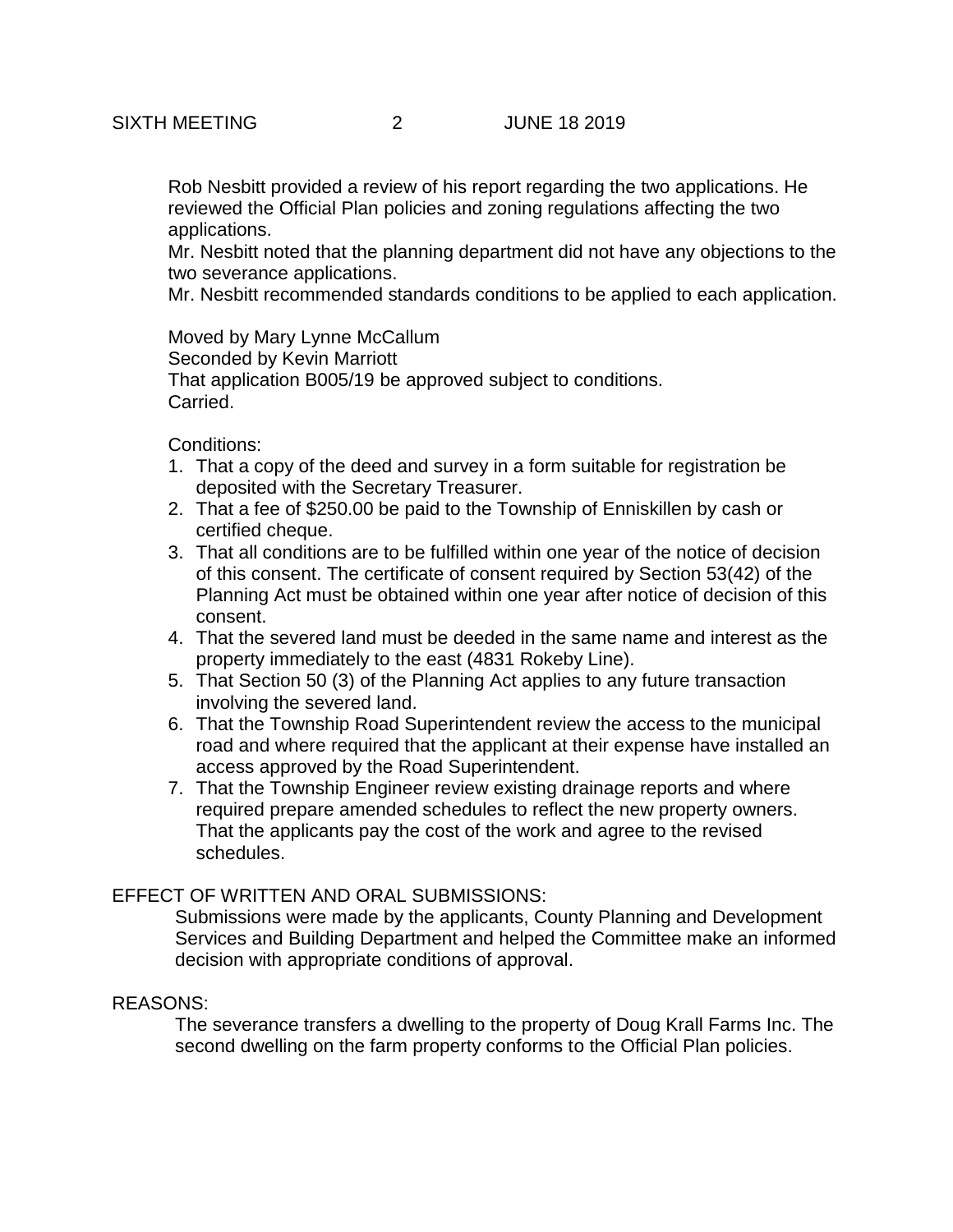Rob Nesbitt provided a review of his report regarding the two applications. He reviewed the Official Plan policies and zoning regulations affecting the two applications.
Mr. Nesbitt noted that the planning department did not have any objections to the two severance applications.
Mr. Nesbitt recommended standards conditions to be applied to each application.

Moved by Mary Lynne McCallum
Seconded by Kevin Marriott
That application B005/19 be approved subject to conditions.
Carried.

Conditions:

1. That a copy of the deed and survey in a form suitable for registration be deposited with the Secretary Treasurer.
2. That a fee of $250.00 be paid to the Township of Enniskillen by cash or certified cheque.
3. That all conditions are to be fulfilled within one year of the notice of decision of this consent. The certificate of consent required by Section 53(42) of the Planning Act must be obtained within one year after notice of decision of this consent.
4. That the severed land must be deeded in the same name and interest as the property immediately to the east (4831 Rokeby Line).
5. That Section 50 (3) of the Planning Act applies to any future transaction involving the severed land.
6. That the Township Road Superintendent review the access to the municipal road and where required that the applicant at their expense have installed an access approved by the Road Superintendent.
7. That the Township Engineer review existing drainage reports and where required prepare amended schedules to reflect the new property owners. That the applicants pay the cost of the work and agree to the revised schedules.

EFFECT OF WRITTEN AND ORAL SUBMISSIONS:

Submissions were made by the applicants, County Planning and Development Services and Building Department and helped the Committee make an informed decision with appropriate conditions of approval.

REASONS:

The severance transfers a dwelling to the property of Doug Krall Farms Inc. The second dwelling on the farm property conforms to the Official Plan policies.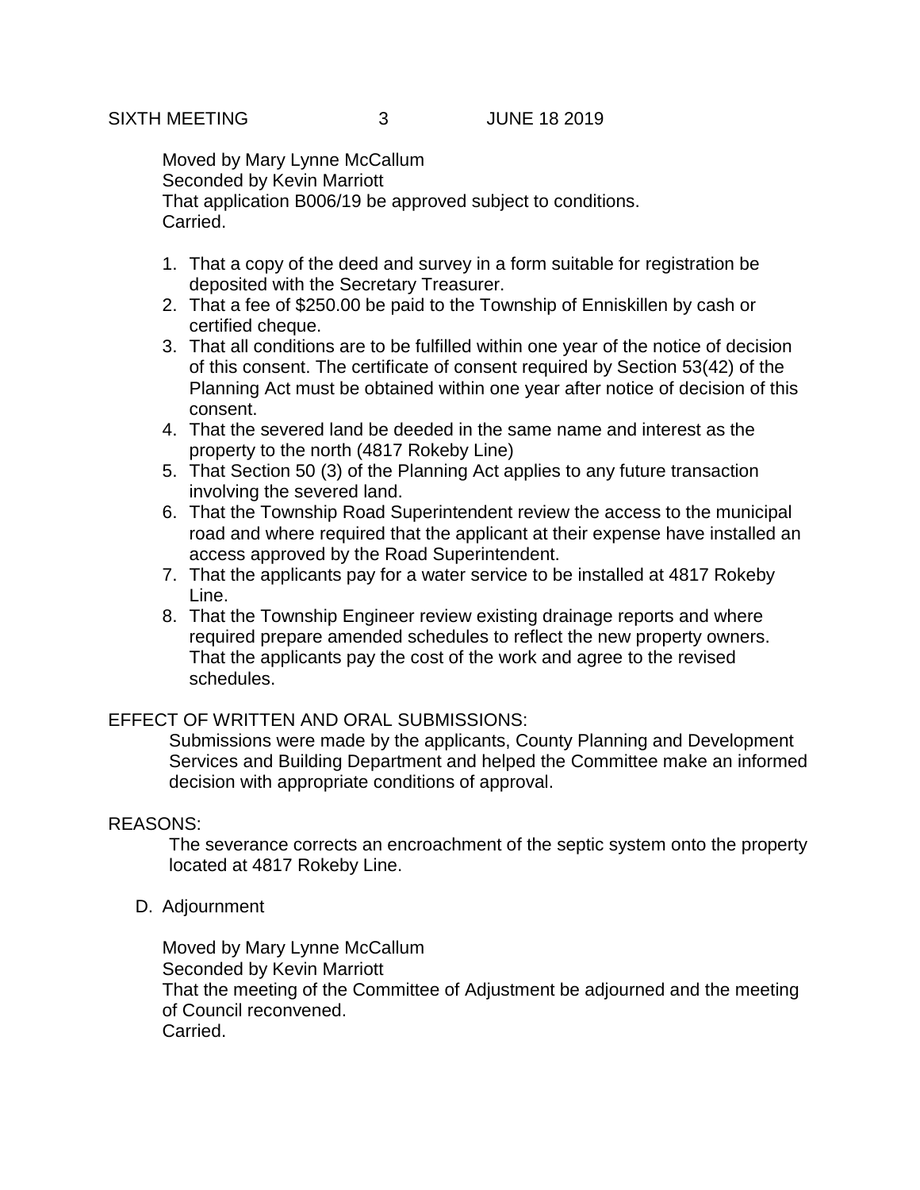Moved by Mary Lynne McCallum
Seconded by Kevin Marriott
That application B006/19 be approved subject to conditions.
Carried.

1. That a copy of the deed and survey in a form suitable for registration be deposited with the Secretary Treasurer.
2. That a fee of $250.00 be paid to the Township of Enniskillen by cash or certified cheque.
3. That all conditions are to be fulfilled within one year of the notice of decision of this consent. The certificate of consent required by Section 53(42) of the Planning Act must be obtained within one year after notice of decision of this consent.
4. That the severed land be deeded in the same name and interest as the property to the north (4817 Rokeby Line)
5. That Section 50 (3) of the Planning Act applies to any future transaction involving the severed land.
6. That the Township Road Superintendent review the access to the municipal road and where required that the applicant at their expense have installed an access approved by the Road Superintendent.
7. That the applicants pay for a water service to be installed at 4817 Rokeby Line.
8. That the Township Engineer review existing drainage reports and where required prepare amended schedules to reflect the new property owners. That the applicants pay the cost of the work and agree to the revised schedules.

EFFECT OF WRITTEN AND ORAL SUBMISSIONS:

Submissions were made by the applicants, County Planning and Development Services and Building Department and helped the Committee make an informed decision with appropriate conditions of approval.

REASONS:

The severance corrects an encroachment of the septic system onto the property located at 4817 Rokeby Line.

D. Adjournment

Moved by Mary Lynne McCallum
Seconded by Kevin Marriott
That the meeting of the Committee of Adjustment be adjourned and the meeting of Council reconvened.
Carried.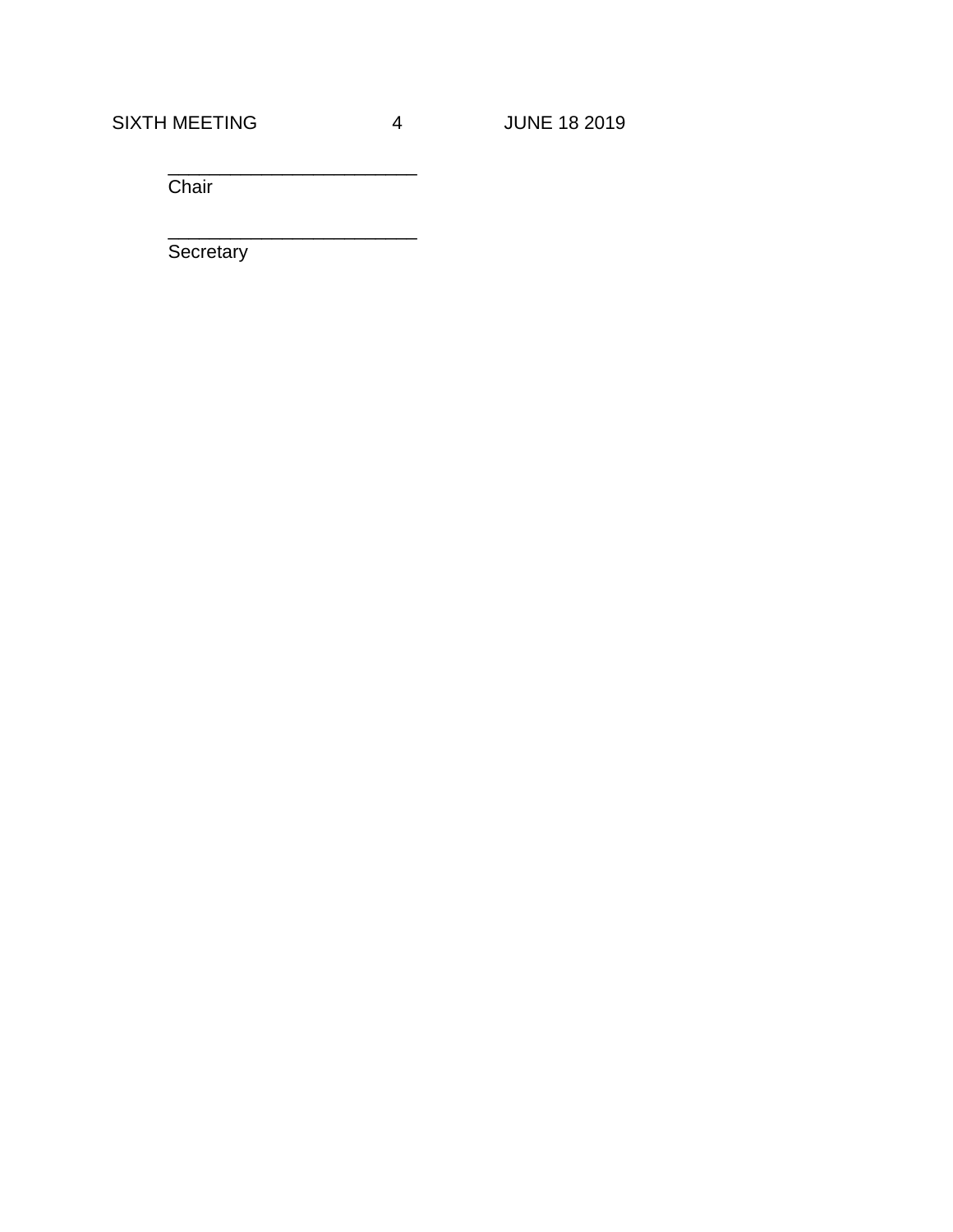________________________
Chair

________________________
Secretary